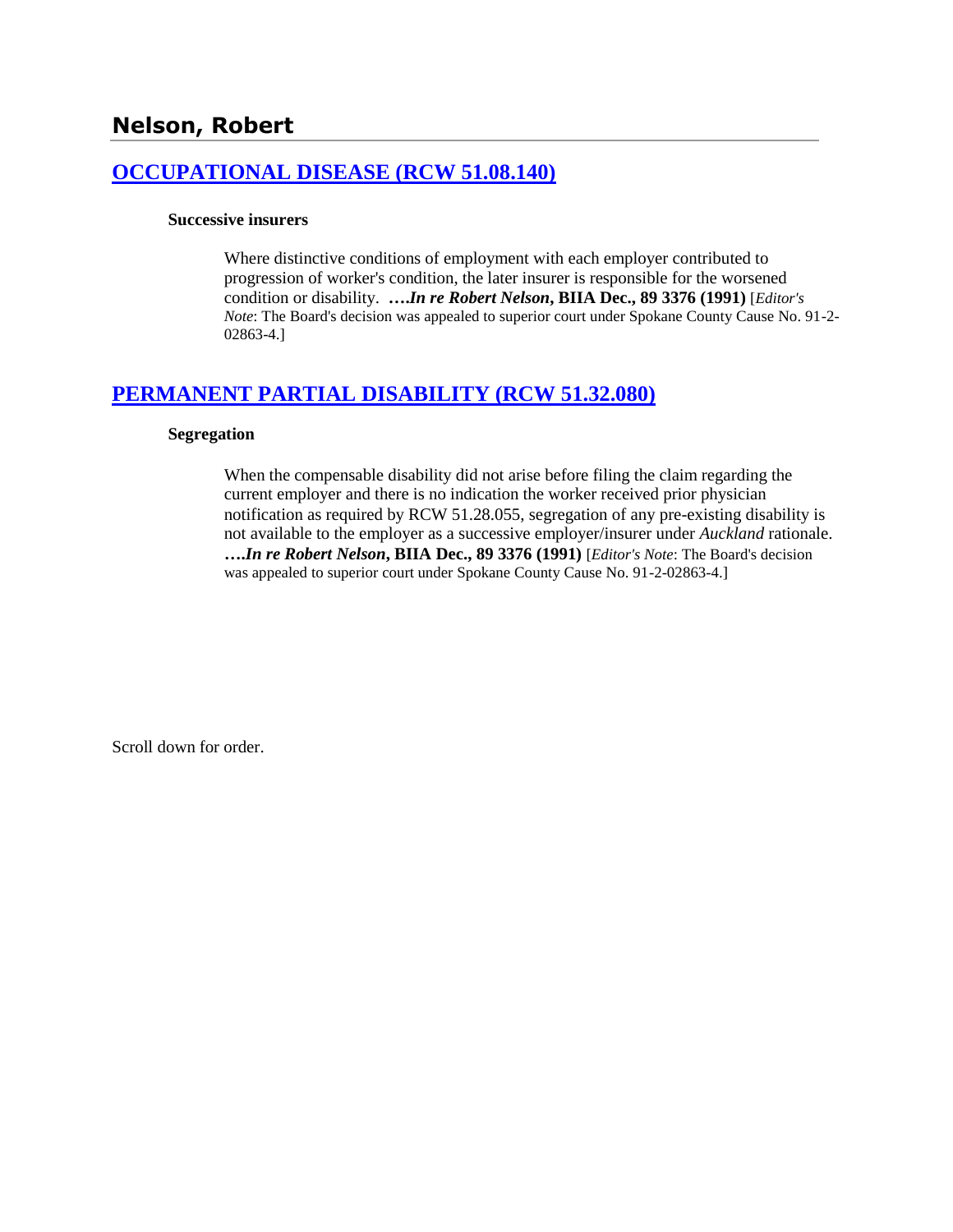## Nelson, Robert

### [OCCUPATIONAL DISEASE (RCW 51.08.140)]

**Successive insurers**

> Where distinctive conditions of employment with each employer contributed to progression of worker's condition, the later insurer is responsible for the worsened condition or disability. ***….In re Robert Nelson*, BIIA Dec., 89 3376 (1991)** [*Editor's Note*: The Board's decision was appealed to superior court under Spokane County Cause No. 91-2-02863-4.]

### [PERMANENT PARTIAL DISABILITY (RCW 51.32.080)]

**Segregation**

> When the compensable disability did not arise before filing the claim regarding the current employer and there is no indication the worker received prior physician notification as required by RCW 51.28.055, segregation of any pre-existing disability is not available to the employer as a successive employer/insurer under *Auckland* rationale. ***….In re Robert Nelson*, BIIA Dec., 89 3376 (1991)** [*Editor's Note*: The Board's decision was appealed to superior court under Spokane County Cause No. 91-2-02863-4.]

Scroll down for order.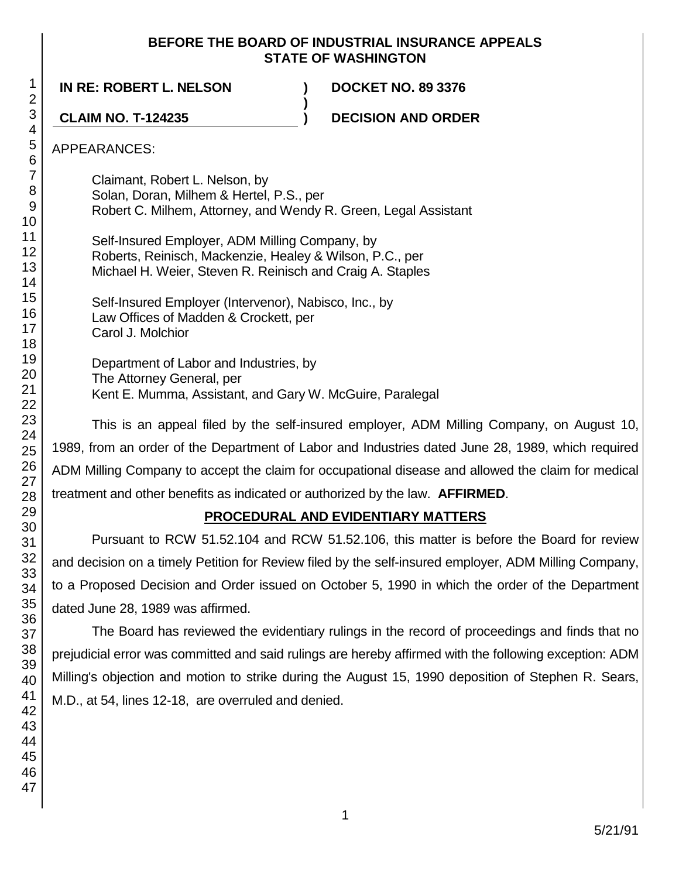**BEFORE THE BOARD OF INDUSTRIAL INSURANCE APPEALS**
**STATE OF WASHINGTON**

| | | |
|---|---|---|
| **IN RE: ROBERT L. NELSON** | **)** | **DOCKET NO. 89 3376** |
| | **)** | |
| **CLAIM NO. T-124235** | **)** | **DECISION AND ORDER** |

APPEARANCES:

Claimant, Robert L. Nelson, by
Solan, Doran, Milhem & Hertel, P.S., per
Robert C. Milhem, Attorney, and Wendy R. Green, Legal Assistant

Self-Insured Employer, ADM Milling Company, by
Roberts, Reinisch, Mackenzie, Healey & Wilson, P.C., per
Michael H. Weier, Steven R. Reinisch and Craig A. Staples

Self-Insured Employer (Intervenor), Nabisco, Inc., by
Law Offices of Madden & Crockett, per
Carol J. Molchior

Department of Labor and Industries, by
The Attorney General, per
Kent E. Mumma, Assistant, and Gary W. McGuire, Paralegal

This is an appeal filed by the self-insured employer, ADM Milling Company, on August 10, 1989, from an order of the Department of Labor and Industries dated June 28, 1989, which required ADM Milling Company to accept the claim for occupational disease and allowed the claim for medical treatment and other benefits as indicated or authorized by the law. **AFFIRMED**.

## PROCEDURAL AND EVIDENTIARY MATTERS

Pursuant to RCW 51.52.104 and RCW 51.52.106, this matter is before the Board for review and decision on a timely Petition for Review filed by the self-insured employer, ADM Milling Company, to a Proposed Decision and Order issued on October 5, 1990 in which the order of the Department dated June 28, 1989 was affirmed.

The Board has reviewed the evidentiary rulings in the record of proceedings and finds that no prejudicial error was committed and said rulings are hereby affirmed with the following exception: ADM Milling's objection and motion to strike during the August 15, 1990 deposition of Stephen R. Sears, M.D., at 54, lines 12-18, are overruled and denied.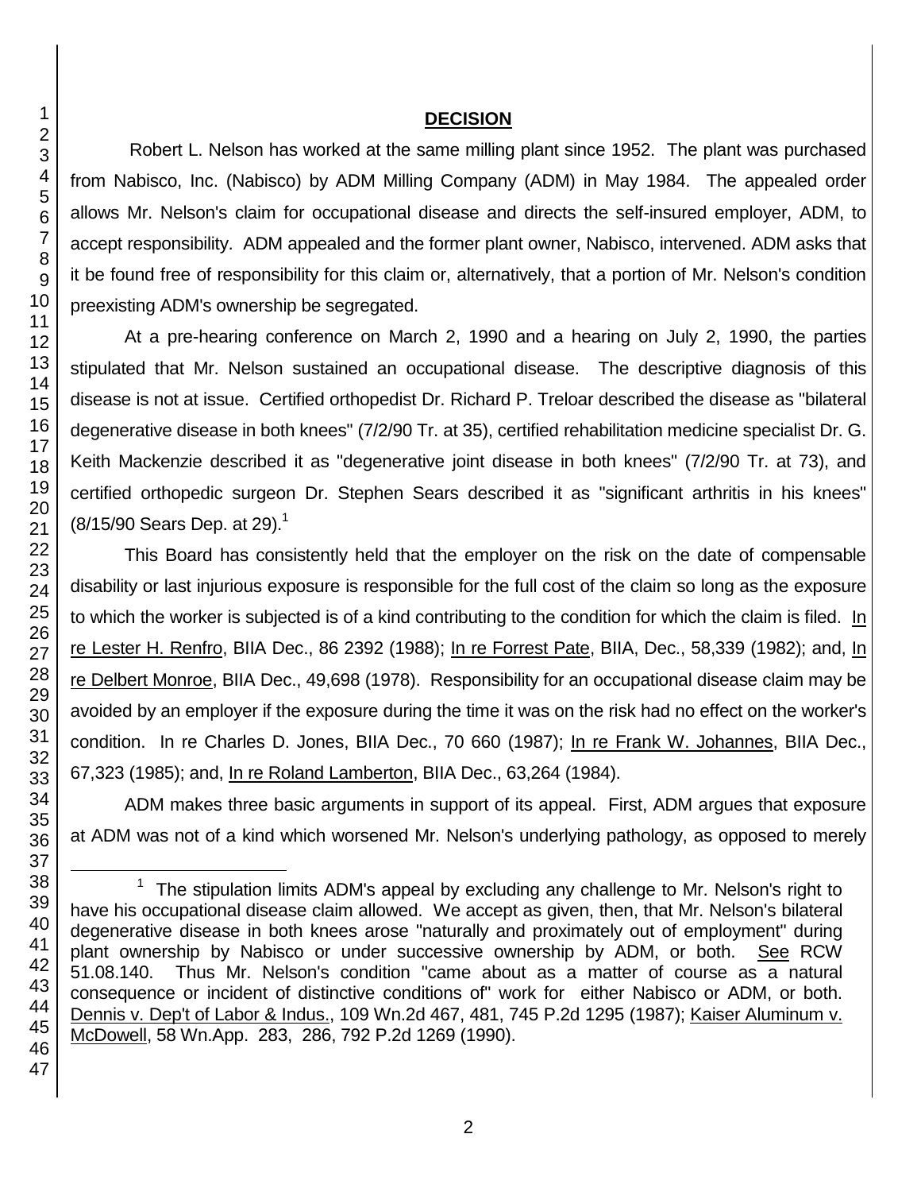# DECISION

Robert L. Nelson has worked at the same milling plant since 1952. The plant was purchased from Nabisco, Inc. (Nabisco) by ADM Milling Company (ADM) in May 1984. The appealed order allows Mr. Nelson's claim for occupational disease and directs the self-insured employer, ADM, to accept responsibility. ADM appealed and the former plant owner, Nabisco, intervened. ADM asks that it be found free of responsibility for this claim or, alternatively, that a portion of Mr. Nelson's condition preexisting ADM's ownership be segregated.

At a pre-hearing conference on March 2, 1990 and a hearing on July 2, 1990, the parties stipulated that Mr. Nelson sustained an occupational disease. The descriptive diagnosis of this disease is not at issue. Certified orthopedist Dr. Richard P. Treloar described the disease as "bilateral degenerative disease in both knees" (7/2/90 Tr. at 35), certified rehabilitation medicine specialist Dr. G. Keith Mackenzie described it as "degenerative joint disease in both knees" (7/2/90 Tr. at 73), and certified orthopedic surgeon Dr. Stephen Sears described it as "significant arthritis in his knees" (8/15/90 Sears Dep. at 29).[1]

This Board has consistently held that the employer on the risk on the date of compensable disability or last injurious exposure is responsible for the full cost of the claim so long as the exposure to which the worker is subjected is of a kind contributing to the condition for which the claim is filed. In re Lester H. Renfro, BIIA Dec., 86 2392 (1988); In re Forrest Pate, BIIA, Dec., 58,339 (1982); and, In re Delbert Monroe, BIIA Dec., 49,698 (1978). Responsibility for an occupational disease claim may be avoided by an employer if the exposure during the time it was on the risk had no effect on the worker's condition. In re Charles D. Jones, BIIA Dec., 70 660 (1987); In re Frank W. Johannes, BIIA Dec., 67,323 (1985); and, In re Roland Lamberton, BIIA Dec., 63,264 (1984).

ADM makes three basic arguments in support of its appeal. First, ADM argues that exposure at ADM was not of a kind which worsened Mr. Nelson's underlying pathology, as opposed to merely

---

[1] The stipulation limits ADM's appeal by excluding any challenge to Mr. Nelson's right to have his occupational disease claim allowed. We accept as given, then, that Mr. Nelson's bilateral degenerative disease in both knees arose "naturally and proximately out of employment" during plant ownership by Nabisco or under successive ownership by ADM, or both. See RCW 51.08.140. Thus Mr. Nelson's condition "came about as a matter of course as a natural consequence or incident of distinctive conditions of" work for either Nabisco or ADM, or both. Dennis v. Dep't of Labor & Indus., 109 Wn.2d 467, 481, 745 P.2d 1295 (1987); Kaiser Aluminum v. McDowell, 58 Wn.App. 283, 286, 792 P.2d 1269 (1990).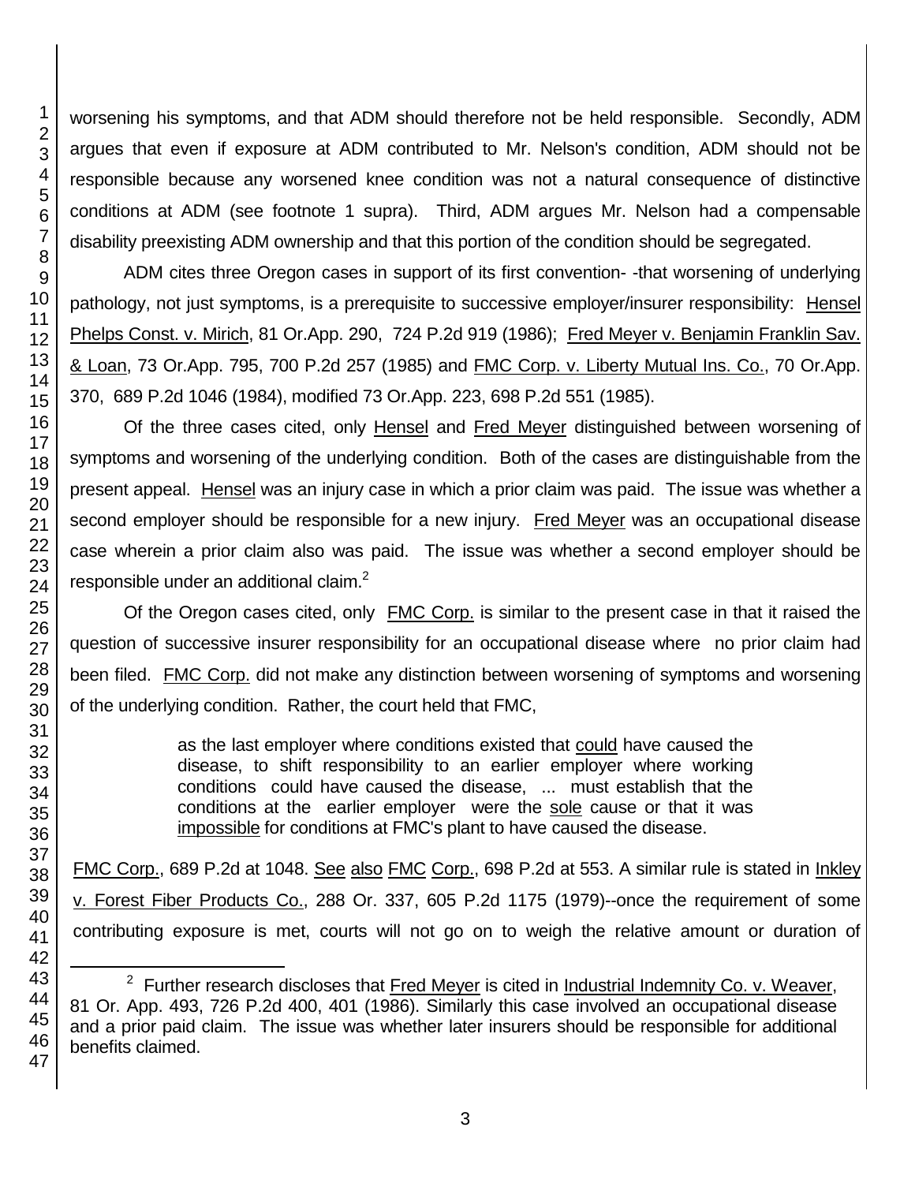worsening his symptoms, and that ADM should therefore not be held responsible. Secondly, ADM argues that even if exposure at ADM contributed to Mr. Nelson's condition, ADM should not be responsible because any worsened knee condition was not a natural consequence of distinctive conditions at ADM (see footnote 1 supra). Third, ADM argues Mr. Nelson had a compensable disability preexisting ADM ownership and that this portion of the condition should be segregated.

ADM cites three Oregon cases in support of its first convention- -that worsening of underlying pathology, not just symptoms, is a prerequisite to successive employer/insurer responsibility: Hensel Phelps Const. v. Mirich, 81 Or.App. 290, 724 P.2d 919 (1986); Fred Meyer v. Benjamin Franklin Sav. & Loan, 73 Or.App. 795, 700 P.2d 257 (1985) and FMC Corp. v. Liberty Mutual Ins. Co., 70 Or.App. 370, 689 P.2d 1046 (1984), modified 73 Or.App. 223, 698 P.2d 551 (1985).

Of the three cases cited, only Hensel and Fred Meyer distinguished between worsening of symptoms and worsening of the underlying condition. Both of the cases are distinguishable from the present appeal. Hensel was an injury case in which a prior claim was paid. The issue was whether a second employer should be responsible for a new injury. Fred Meyer was an occupational disease case wherein a prior claim also was paid. The issue was whether a second employer should be responsible under an additional claim.[2]

Of the Oregon cases cited, only FMC Corp. is similar to the present case in that it raised the question of successive insurer responsibility for an occupational disease where no prior claim had been filed. FMC Corp. did not make any distinction between worsening of symptoms and worsening of the underlying condition. Rather, the court held that FMC,

> as the last employer where conditions existed that could have caused the disease, to shift responsibility to an earlier employer where working conditions could have caused the disease, ... must establish that the conditions at the earlier employer were the sole cause or that it was impossible for conditions at FMC's plant to have caused the disease.

FMC Corp., 689 P.2d at 1048. See also FMC Corp., 698 P.2d at 553. A similar rule is stated in Inkley v. Forest Fiber Products Co., 288 Or. 337, 605 P.2d 1175 (1979)--once the requirement of some contributing exposure is met, courts will not go on to weigh the relative amount or duration of

[2] Further research discloses that Fred Meyer is cited in Industrial Indemnity Co. v. Weaver, 81 Or. App. 493, 726 P.2d 400, 401 (1986). Similarly this case involved an occupational disease and a prior paid claim. The issue was whether later insurers should be responsible for additional benefits claimed.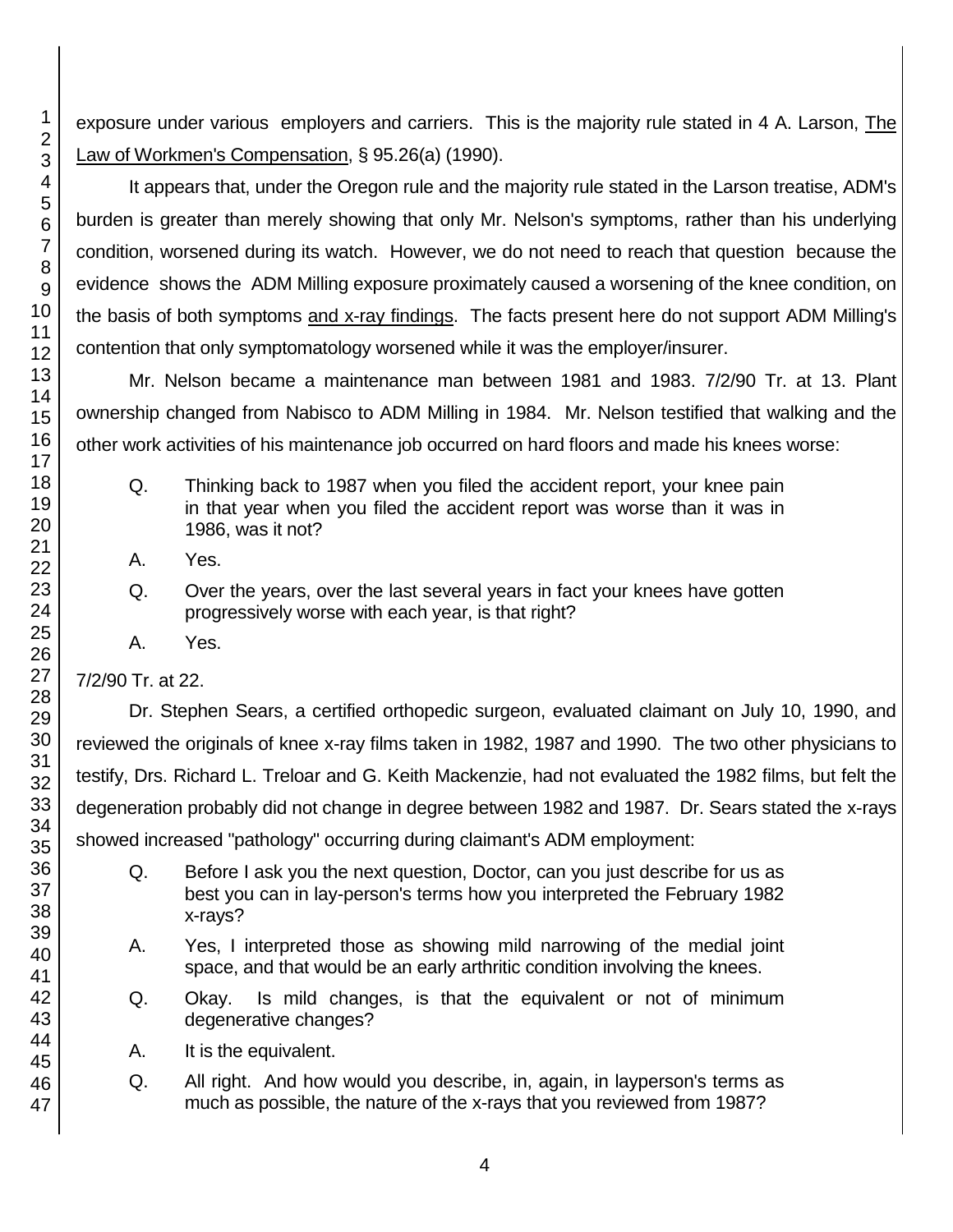exposure under various employers and carriers. This is the majority rule stated in 4 A. Larson, The Law of Workmen's Compensation, § 95.26(a) (1990).

It appears that, under the Oregon rule and the majority rule stated in the Larson treatise, ADM's burden is greater than merely showing that only Mr. Nelson's symptoms, rather than his underlying condition, worsened during its watch. However, we do not need to reach that question because the evidence shows the ADM Milling exposure proximately caused a worsening of the knee condition, on the basis of both symptoms and x-ray findings. The facts present here do not support ADM Milling's contention that only symptomatology worsened while it was the employer/insurer.

Mr. Nelson became a maintenance man between 1981 and 1983. 7/2/90 Tr. at 13. Plant ownership changed from Nabisco to ADM Milling in 1984. Mr. Nelson testified that walking and the other work activities of his maintenance job occurred on hard floors and made his knees worse:

> Q. Thinking back to 1987 when you filed the accident report, your knee pain in that year when you filed the accident report was worse than it was in 1986, was it not?
>
> A. Yes.
>
> Q. Over the years, over the last several years in fact your knees have gotten progressively worse with each year, is that right?
>
> A. Yes.

7/2/90 Tr. at 22.

Dr. Stephen Sears, a certified orthopedic surgeon, evaluated claimant on July 10, 1990, and reviewed the originals of knee x-ray films taken in 1982, 1987 and 1990. The two other physicians to testify, Drs. Richard L. Treloar and G. Keith Mackenzie, had not evaluated the 1982 films, but felt the degeneration probably did not change in degree between 1982 and 1987. Dr. Sears stated the x-rays showed increased "pathology" occurring during claimant's ADM employment:

> Q. Before I ask you the next question, Doctor, can you just describe for us as best you can in lay-person's terms how you interpreted the February 1982 x-rays?
>
> A. Yes, I interpreted those as showing mild narrowing of the medial joint space, and that would be an early arthritic condition involving the knees.
>
> Q. Okay. Is mild changes, is that the equivalent or not of minimum degenerative changes?
>
> A. It is the equivalent.
>
> Q. All right. And how would you describe, in, again, in layperson's terms as much as possible, the nature of the x-rays that you reviewed from 1987?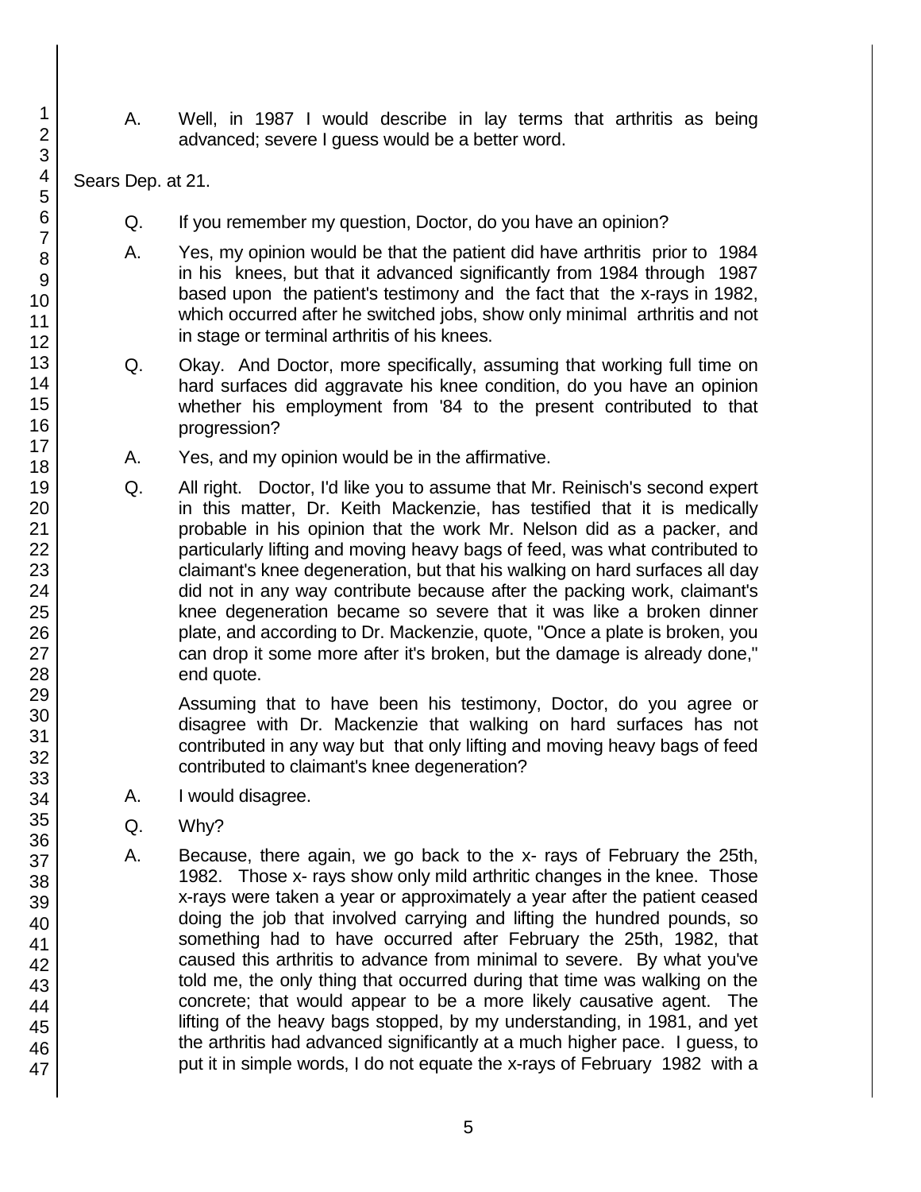A. Well, in 1987 I would describe in lay terms that arthritis as being advanced; severe I guess would be a better word.

Sears Dep. at 21.

Q. If you remember my question, Doctor, do you have an opinion?

A. Yes, my opinion would be that the patient did have arthritis prior to 1984 in his knees, but that it advanced significantly from 1984 through 1987 based upon the patient's testimony and the fact that the x-rays in 1982, which occurred after he switched jobs, show only minimal arthritis and not in stage or terminal arthritis of his knees.

Q. Okay. And Doctor, more specifically, assuming that working full time on hard surfaces did aggravate his knee condition, do you have an opinion whether his employment from '84 to the present contributed to that progression?

A. Yes, and my opinion would be in the affirmative.

Q. All right. Doctor, I'd like you to assume that Mr. Reinisch's second expert in this matter, Dr. Keith Mackenzie, has testified that it is medically probable in his opinion that the work Mr. Nelson did as a packer, and particularly lifting and moving heavy bags of feed, was what contributed to claimant's knee degeneration, but that his walking on hard surfaces all day did not in any way contribute because after the packing work, claimant's knee degeneration became so severe that it was like a broken dinner plate, and according to Dr. Mackenzie, quote, "Once a plate is broken, you can drop it some more after it's broken, but the damage is already done," end quote.

Assuming that to have been his testimony, Doctor, do you agree or disagree with Dr. Mackenzie that walking on hard surfaces has not contributed in any way but that only lifting and moving heavy bags of feed contributed to claimant's knee degeneration?

A. I would disagree.

Q. Why?

A. Because, there again, we go back to the x- rays of February the 25th, 1982. Those x- rays show only mild arthritic changes in the knee. Those x-rays were taken a year or approximately a year after the patient ceased doing the job that involved carrying and lifting the hundred pounds, so something had to have occurred after February the 25th, 1982, that caused this arthritis to advance from minimal to severe. By what you've told me, the only thing that occurred during that time was walking on the concrete; that would appear to be a more likely causative agent. The lifting of the heavy bags stopped, by my understanding, in 1981, and yet the arthritis had advanced significantly at a much higher pace. I guess, to put it in simple words, I do not equate the x-rays of February 1982 with a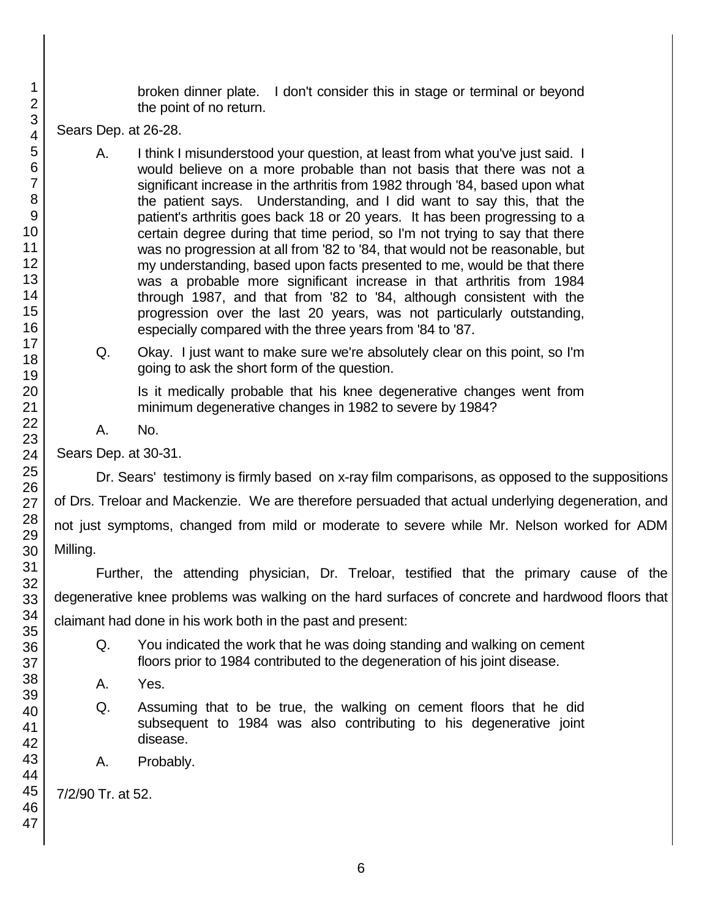> broken dinner plate. I don't consider this in stage or terminal or beyond the point of no return.

Sears Dep. at 26-28.

> A. I think I misunderstood your question, at least from what you've just said. I would believe on a more probable than not basis that there was not a significant increase in the arthritis from 1982 through '84, based upon what the patient says. Understanding, and I did want to say this, that the patient's arthritis goes back 18 or 20 years. It has been progressing to a certain degree during that time period, so I'm not trying to say that there was no progression at all from '82 to '84, that would not be reasonable, but my understanding, based upon facts presented to me, would be that there was a probable more significant increase in that arthritis from 1984 through 1987, and that from '82 to '84, although consistent with the progression over the last 20 years, was not particularly outstanding, especially compared with the three years from '84 to '87.
>
> Q. Okay. I just want to make sure we're absolutely clear on this point, so I'm going to ask the short form of the question.
>
> Is it medically probable that his knee degenerative changes went from minimum degenerative changes in 1982 to severe by 1984?
>
> A. No.

Sears Dep. at 30-31.

Dr. Sears' testimony is firmly based on x-ray film comparisons, as opposed to the suppositions of Drs. Treloar and Mackenzie. We are therefore persuaded that actual underlying degeneration, and not just symptoms, changed from mild or moderate to severe while Mr. Nelson worked for ADM Milling.

Further, the attending physician, Dr. Treloar, testified that the primary cause of the degenerative knee problems was walking on the hard surfaces of concrete and hardwood floors that claimant had done in his work both in the past and present:

> Q. You indicated the work that he was doing standing and walking on cement floors prior to 1984 contributed to the degeneration of his joint disease.
>
> A. Yes.
>
> Q. Assuming that to be true, the walking on cement floors that he did subsequent to 1984 was also contributing to his degenerative joint disease.
>
> A. Probably.

7/2/90 Tr. at 52.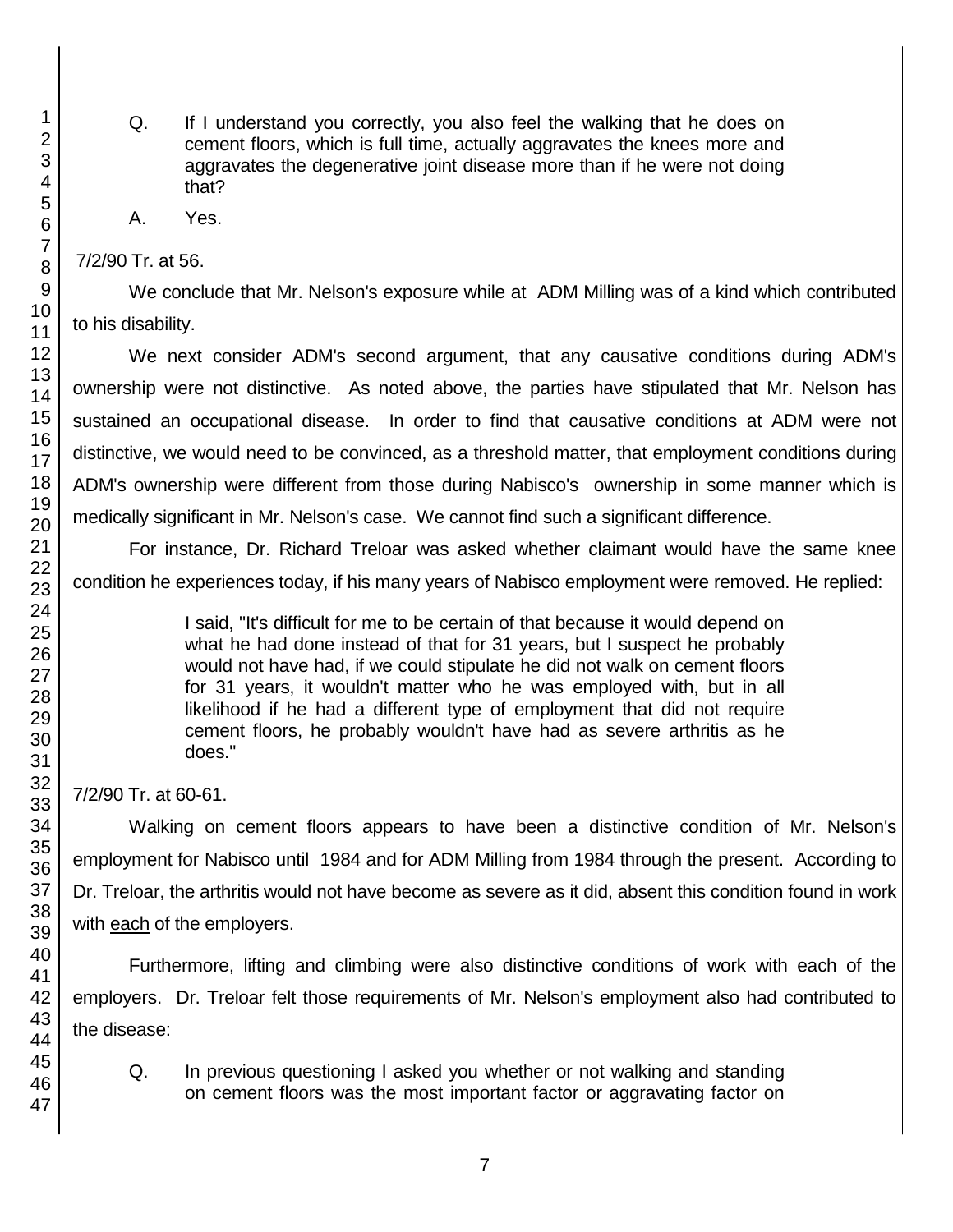> Q. If I understand you correctly, you also feel the walking that he does on cement floors, which is full time, actually aggravates the knees more and aggravates the degenerative joint disease more than if he were not doing that?
>
> A. Yes.

7/2/90 Tr. at 56.

We conclude that Mr. Nelson's exposure while at ADM Milling was of a kind which contributed to his disability.

We next consider ADM's second argument, that any causative conditions during ADM's ownership were not distinctive. As noted above, the parties have stipulated that Mr. Nelson has sustained an occupational disease. In order to find that causative conditions at ADM were not distinctive, we would need to be convinced, as a threshold matter, that employment conditions during ADM's ownership were different from those during Nabisco's ownership in some manner which is medically significant in Mr. Nelson's case. We cannot find such a significant difference.

For instance, Dr. Richard Treloar was asked whether claimant would have the same knee condition he experiences today, if his many years of Nabisco employment were removed. He replied:

> I said, "It's difficult for me to be certain of that because it would depend on what he had done instead of that for 31 years, but I suspect he probably would not have had, if we could stipulate he did not walk on cement floors for 31 years, it wouldn't matter who he was employed with, but in all likelihood if he had a different type of employment that did not require cement floors, he probably wouldn't have had as severe arthritis as he does."

7/2/90 Tr. at 60-61.

Walking on cement floors appears to have been a distinctive condition of Mr. Nelson's employment for Nabisco until 1984 and for ADM Milling from 1984 through the present. According to Dr. Treloar, the arthritis would not have become as severe as it did, absent this condition found in work with each of the employers.

Furthermore, lifting and climbing were also distinctive conditions of work with each of the employers. Dr. Treloar felt those requirements of Mr. Nelson's employment also had contributed to the disease:

> Q. In previous questioning I asked you whether or not walking and standing on cement floors was the most important factor or aggravating factor on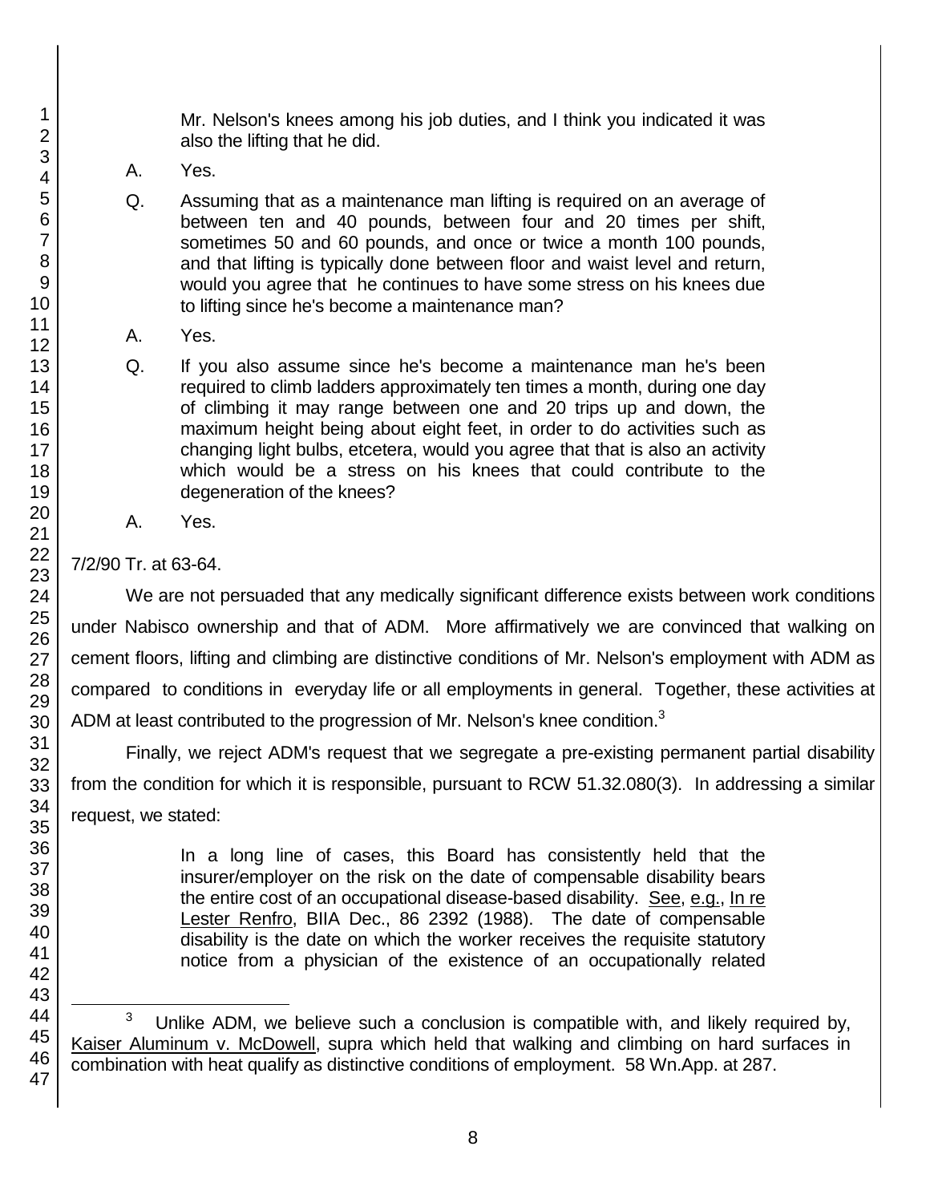Mr. Nelson's knees among his job duties, and I think you indicated it was also the lifting that he did.

A. Yes.

Q. Assuming that as a maintenance man lifting is required on an average of between ten and 40 pounds, between four and 20 times per shift, sometimes 50 and 60 pounds, and once or twice a month 100 pounds, and that lifting is typically done between floor and waist level and return, would you agree that he continues to have some stress on his knees due to lifting since he's become a maintenance man?

A. Yes.

Q. If you also assume since he's become a maintenance man he's been required to climb ladders approximately ten times a month, during one day of climbing it may range between one and 20 trips up and down, the maximum height being about eight feet, in order to do activities such as changing light bulbs, etcetera, would you agree that that is also an activity which would be a stress on his knees that could contribute to the degeneration of the knees?

A. Yes.

7/2/90 Tr. at 63-64.

We are not persuaded that any medically significant difference exists between work conditions under Nabisco ownership and that of ADM. More affirmatively we are convinced that walking on cement floors, lifting and climbing are distinctive conditions of Mr. Nelson's employment with ADM as compared to conditions in everyday life or all employments in general. Together, these activities at ADM at least contributed to the progression of Mr. Nelson's knee condition.[3]

Finally, we reject ADM's request that we segregate a pre-existing permanent partial disability from the condition for which it is responsible, pursuant to RCW 51.32.080(3). In addressing a similar request, we stated:

> In a long line of cases, this Board has consistently held that the insurer/employer on the risk on the date of compensable disability bears the entire cost of an occupational disease-based disability. See, e.g., In re Lester Renfro, BIIA Dec., 86 2392 (1988). The date of compensable disability is the date on which the worker receives the requisite statutory notice from a physician of the existence of an occupationally related

---

[3] Unlike ADM, we believe such a conclusion is compatible with, and likely required by, Kaiser Aluminum v. McDowell, supra which held that walking and climbing on hard surfaces in combination with heat qualify as distinctive conditions of employment. 58 Wn.App. at 287.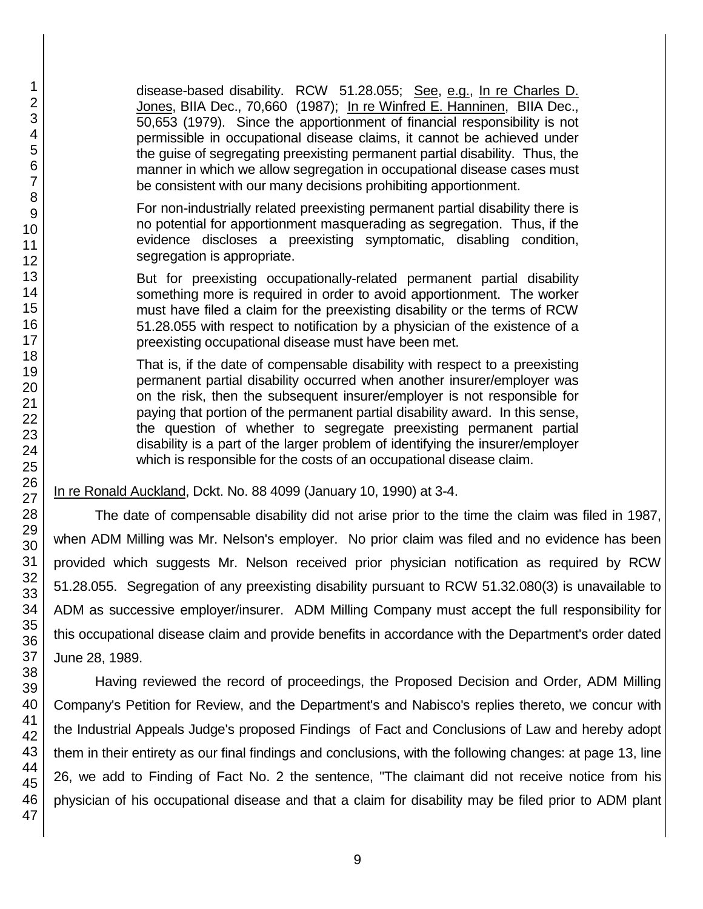disease-based disability. RCW 51.28.055; See, e.g., In re Charles D. Jones, BIIA Dec., 70,660 (1987); In re Winfred E. Hanninen, BIIA Dec., 50,653 (1979). Since the apportionment of financial responsibility is not permissible in occupational disease claims, it cannot be achieved under the guise of segregating preexisting permanent partial disability. Thus, the manner in which we allow segregation in occupational disease cases must be consistent with our many decisions prohibiting apportionment.

> For non-industrially related preexisting permanent partial disability there is no potential for apportionment masquerading as segregation. Thus, if the evidence discloses a preexisting symptomatic, disabling condition, segregation is appropriate.
>
> But for preexisting occupationally-related permanent partial disability something more is required in order to avoid apportionment. The worker must have filed a claim for the preexisting disability or the terms of RCW 51.28.055 with respect to notification by a physician of the existence of a preexisting occupational disease must have been met.
>
> That is, if the date of compensable disability with respect to a preexisting permanent partial disability occurred when another insurer/employer was on the risk, then the subsequent insurer/employer is not responsible for paying that portion of the permanent partial disability award. In this sense, the question of whether to segregate preexisting permanent partial disability is a part of the larger problem of identifying the insurer/employer which is responsible for the costs of an occupational disease claim.

In re Ronald Auckland, Dckt. No. 88 4099 (January 10, 1990) at 3-4.

The date of compensable disability did not arise prior to the time the claim was filed in 1987, when ADM Milling was Mr. Nelson's employer. No prior claim was filed and no evidence has been provided which suggests Mr. Nelson received prior physician notification as required by RCW 51.28.055. Segregation of any preexisting disability pursuant to RCW 51.32.080(3) is unavailable to ADM as successive employer/insurer. ADM Milling Company must accept the full responsibility for this occupational disease claim and provide benefits in accordance with the Department's order dated June 28, 1989.

Having reviewed the record of proceedings, the Proposed Decision and Order, ADM Milling Company's Petition for Review, and the Department's and Nabisco's replies thereto, we concur with the Industrial Appeals Judge's proposed Findings of Fact and Conclusions of Law and hereby adopt them in their entirety as our final findings and conclusions, with the following changes: at page 13, line 26, we add to Finding of Fact No. 2 the sentence, "The claimant did not receive notice from his physician of his occupational disease and that a claim for disability may be filed prior to ADM plant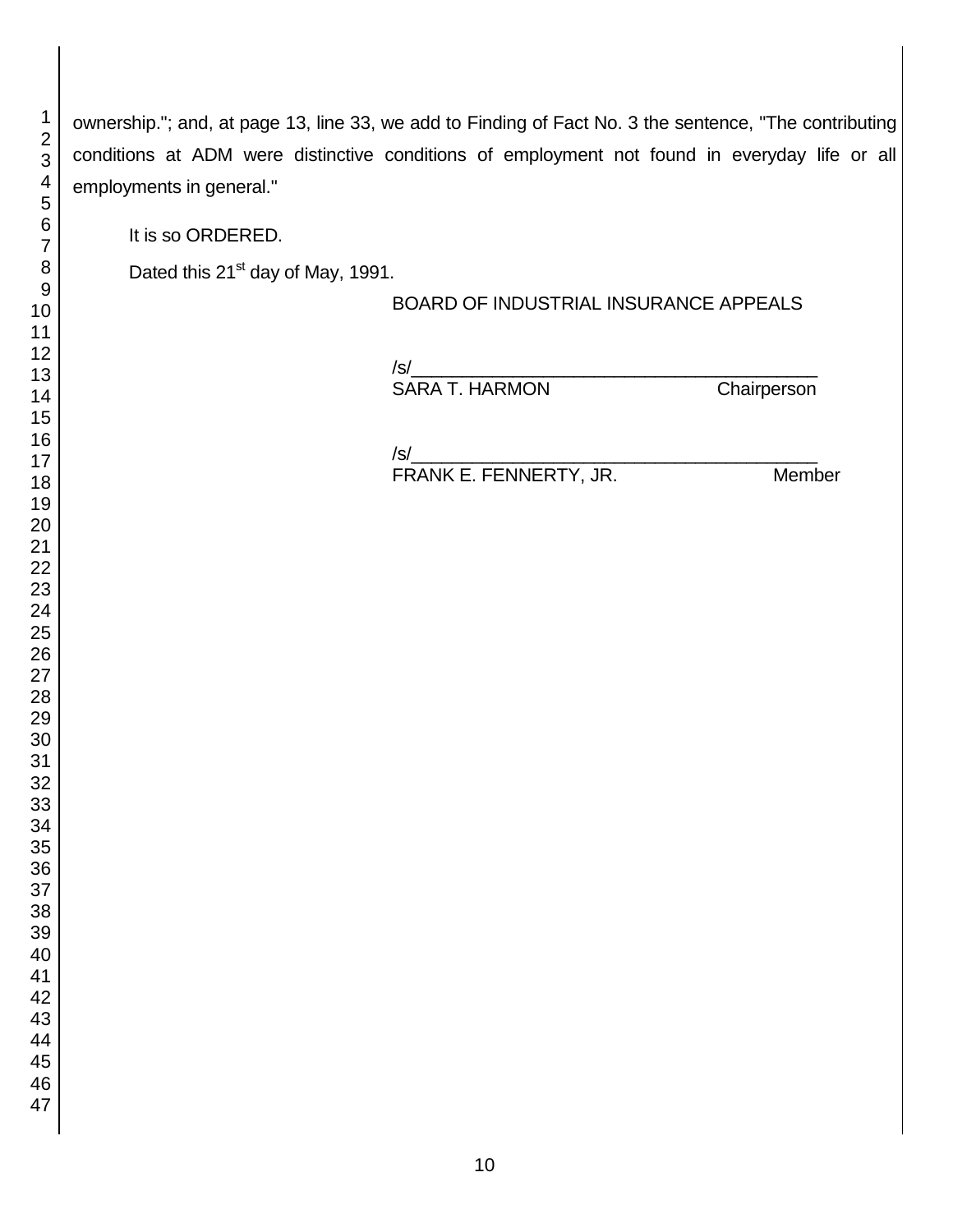ownership."; and, at page 13, line 33, we add to Finding of Fact No. 3 the sentence, "The contributing conditions at ADM were distinctive conditions of employment not found in everyday life or all employments in general."

It is so ORDERED.

Dated this 21st day of May, 1991.

BOARD OF INDUSTRIAL INSURANCE APPEALS

/s/
SARA T. HARMON Chairperson

/s/
FRANK E. FENNERTY, JR. Member